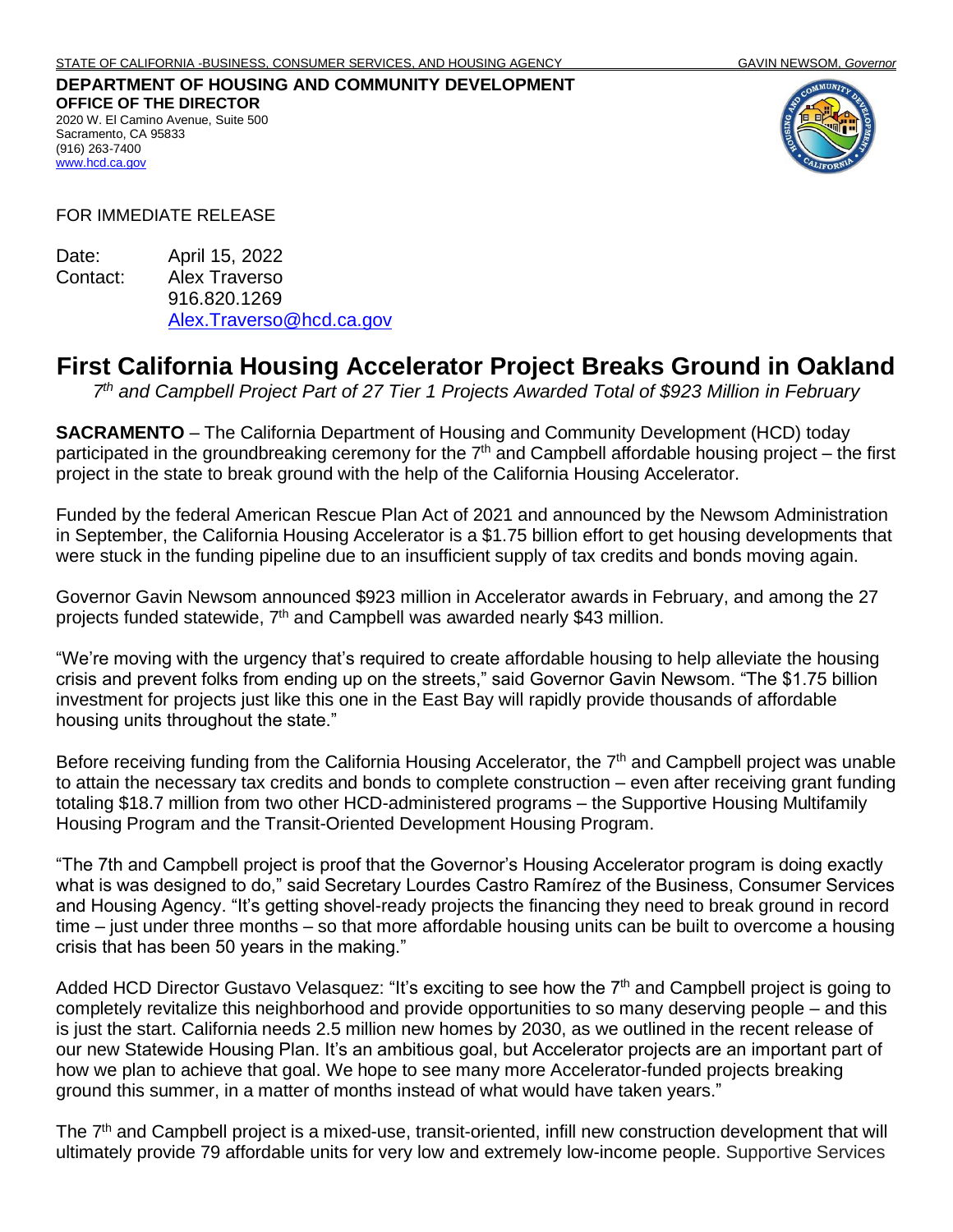STATE OF CALIFORNIA -BUSINESS, CONSUMER SERVICES, AND HOUSING AGENCY GAVIN NEWSOM, *Governor*

**DEPARTMENT OF HOUSING AND COMMUNITY DEVELOPMENT**
**OFFICE OF THE DIRECTOR**
2020 W. El Camino Avenue, Suite 500
Sacramento, CA 95833
(916) 263-7400
www.hcd.ca.gov

FOR IMMEDIATE RELEASE

Date: April 15, 2022
Contact: Alex Traverso
916.820.1269
Alex.Traverso@hcd.ca.gov

# First California Housing Accelerator Project Breaks Ground in Oakland

*7th and Campbell Project Part of 27 Tier 1 Projects Awarded Total of $923 Million in February*

**SACRAMENTO** – The California Department of Housing and Community Development (HCD) today participated in the groundbreaking ceremony for the 7th and Campbell affordable housing project – the first project in the state to break ground with the help of the California Housing Accelerator.

Funded by the federal American Rescue Plan Act of 2021 and announced by the Newsom Administration in September, the California Housing Accelerator is a $1.75 billion effort to get housing developments that were stuck in the funding pipeline due to an insufficient supply of tax credits and bonds moving again.

Governor Gavin Newsom announced $923 million in Accelerator awards in February, and among the 27 projects funded statewide, 7th and Campbell was awarded nearly $43 million.

"We're moving with the urgency that's required to create affordable housing to help alleviate the housing crisis and prevent folks from ending up on the streets," said Governor Gavin Newsom. "The $1.75 billion investment for projects just like this one in the East Bay will rapidly provide thousands of affordable housing units throughout the state."

Before receiving funding from the California Housing Accelerator, the 7th and Campbell project was unable to attain the necessary tax credits and bonds to complete construction – even after receiving grant funding totaling $18.7 million from two other HCD-administered programs – the Supportive Housing Multifamily Housing Program and the Transit-Oriented Development Housing Program.

"The 7th and Campbell project is proof that the Governor's Housing Accelerator program is doing exactly what is was designed to do," said Secretary Lourdes Castro Ramírez of the Business, Consumer Services and Housing Agency. "It's getting shovel-ready projects the financing they need to break ground in record time – just under three months – so that more affordable housing units can be built to overcome a housing crisis that has been 50 years in the making."

Added HCD Director Gustavo Velasquez: "It's exciting to see how the 7th and Campbell project is going to completely revitalize this neighborhood and provide opportunities to so many deserving people – and this is just the start. California needs 2.5 million new homes by 2030, as we outlined in the recent release of our new Statewide Housing Plan. It's an ambitious goal, but Accelerator projects are an important part of how we plan to achieve that goal. We hope to see many more Accelerator-funded projects breaking ground this summer, in a matter of months instead of what would have taken years."

The 7th and Campbell project is a mixed-use, transit-oriented, infill new construction development that will ultimately provide 79 affordable units for very low and extremely low-income people. Supportive Services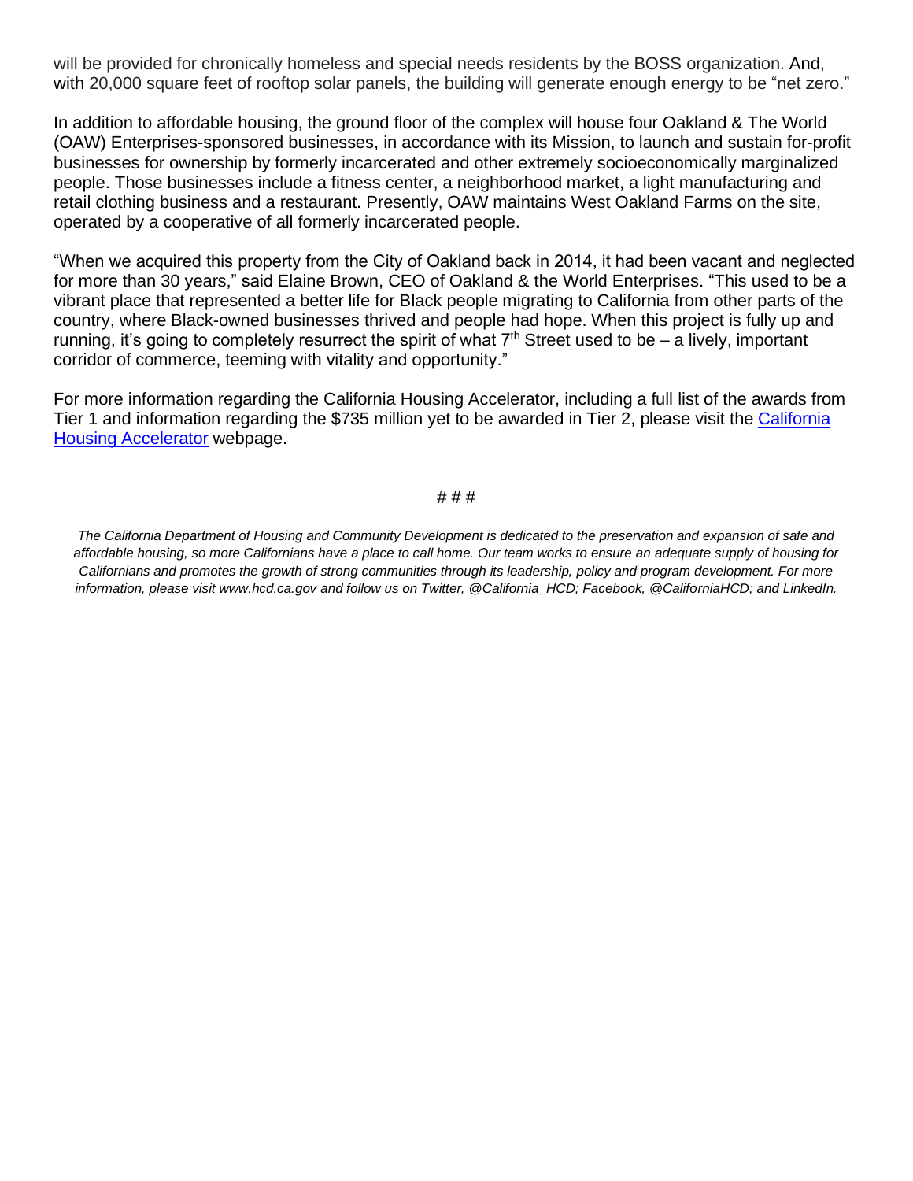will be provided for chronically homeless and special needs residents by the BOSS organization. And, with 20,000 square feet of rooftop solar panels, the building will generate enough energy to be "net zero."

In addition to affordable housing, the ground floor of the complex will house four Oakland & The World (OAW) Enterprises-sponsored businesses, in accordance with its Mission, to launch and sustain for-profit businesses for ownership by formerly incarcerated and other extremely socioeconomically marginalized people. Those businesses include a fitness center, a neighborhood market, a light manufacturing and retail clothing business and a restaurant. Presently, OAW maintains West Oakland Farms on the site, operated by a cooperative of all formerly incarcerated people.

"When we acquired this property from the City of Oakland back in 2014, it had been vacant and neglected for more than 30 years," said Elaine Brown, CEO of Oakland & the World Enterprises. "This used to be a vibrant place that represented a better life for Black people migrating to California from other parts of the country, where Black-owned businesses thrived and people had hope. When this project is fully up and running, it's going to completely resurrect the spirit of what 7th Street used to be – a lively, important corridor of commerce, teeming with vitality and opportunity."

For more information regarding the California Housing Accelerator, including a full list of the awards from Tier 1 and information regarding the $735 million yet to be awarded in Tier 2, please visit the California Housing Accelerator webpage.

# # #

*The California Department of Housing and Community Development is dedicated to the preservation and expansion of safe and affordable housing, so more Californians have a place to call home. Our team works to ensure an adequate supply of housing for Californians and promotes the growth of strong communities through its leadership, policy and program development. For more information, please visit www.hcd.ca.gov and follow us on Twitter, @California_HCD; Facebook, @CaliforniaHCD; and LinkedIn.*